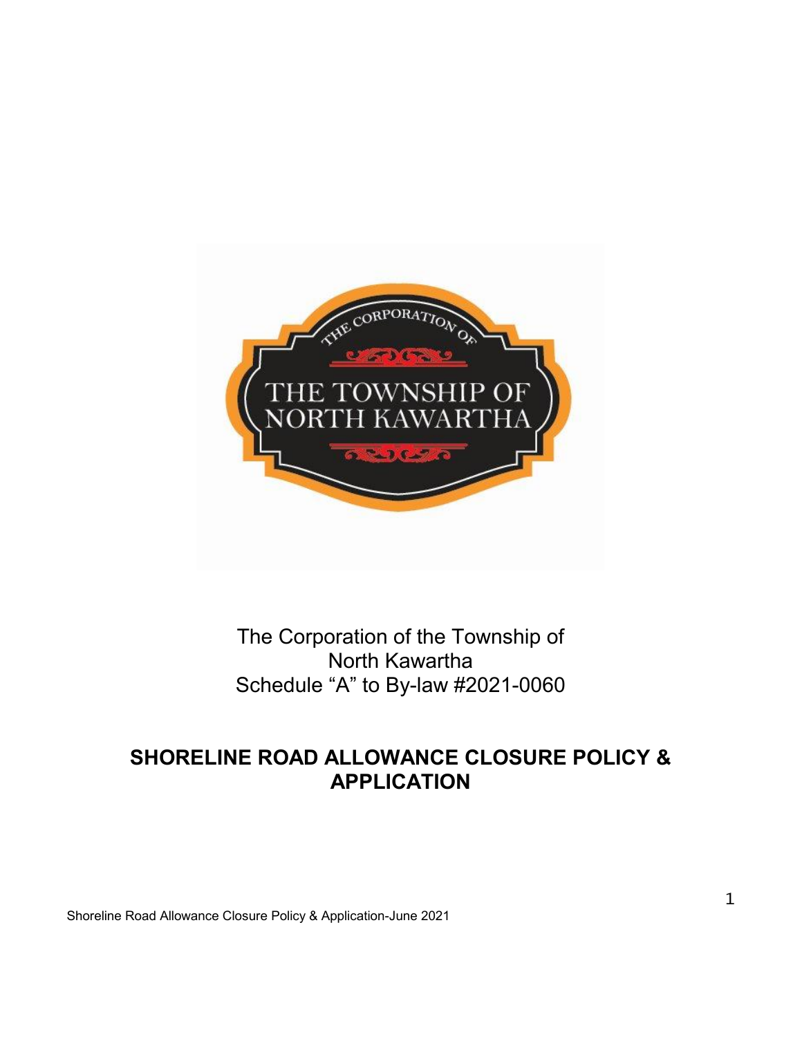The Corporation of the Township of North Kawartha
Schedule “A” to By-law #2021-0060

# SHORELINE ROAD ALLOWANCE CLOSURE POLICY & APPLICATION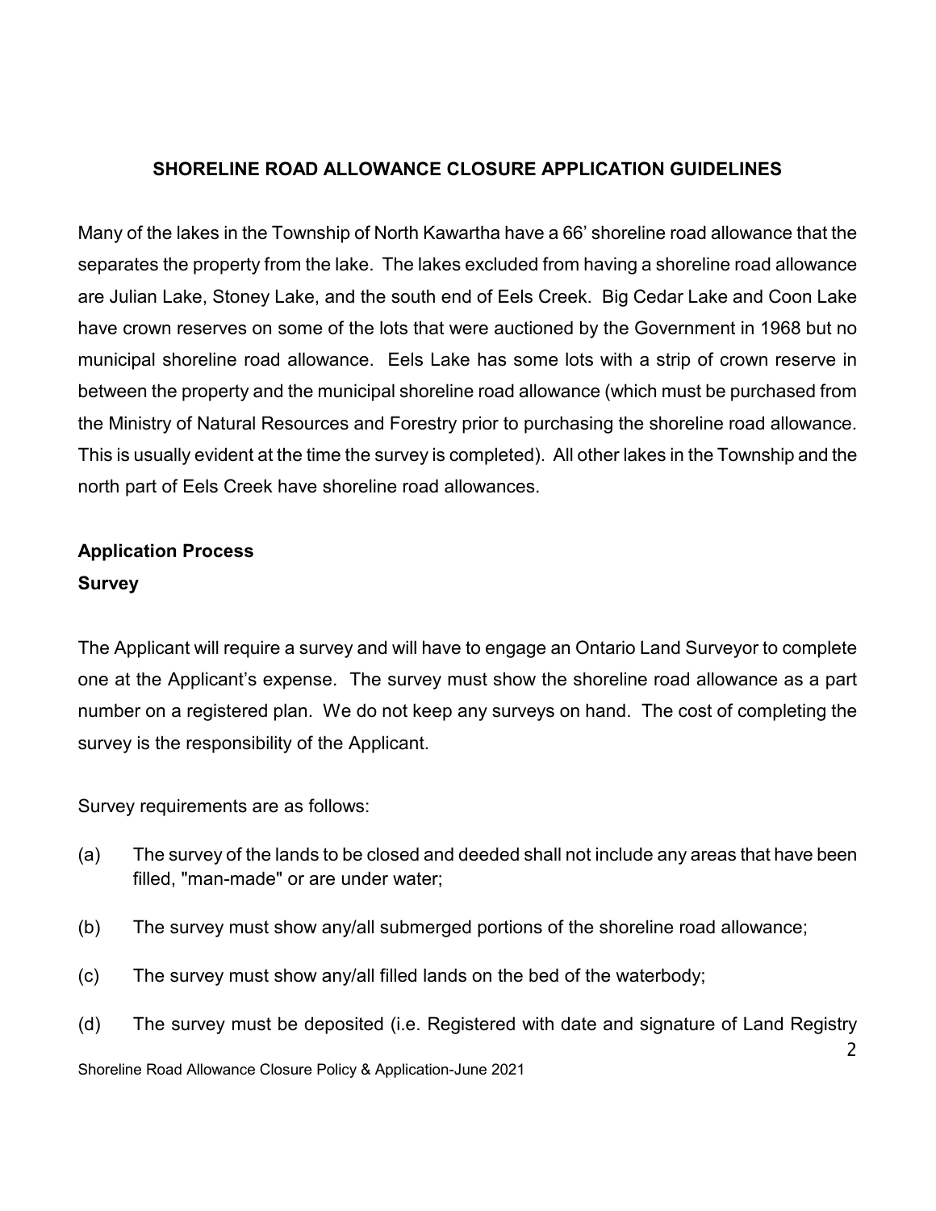## SHORELINE ROAD ALLOWANCE CLOSURE APPLICATION GUIDELINES

Many of the lakes in the Township of North Kawartha have a 66' shoreline road allowance that the separates the property from the lake. The lakes excluded from having a shoreline road allowance are Julian Lake, Stoney Lake, and the south end of Eels Creek. Big Cedar Lake and Coon Lake have crown reserves on some of the lots that were auctioned by the Government in 1968 but no municipal shoreline road allowance. Eels Lake has some lots with a strip of crown reserve in between the property and the municipal shoreline road allowance (which must be purchased from the Ministry of Natural Resources and Forestry prior to purchasing the shoreline road allowance. This is usually evident at the time the survey is completed). All other lakes in the Township and the north part of Eels Creek have shoreline road allowances.

### Application Process

### Survey

The Applicant will require a survey and will have to engage an Ontario Land Surveyor to complete one at the Applicant's expense. The survey must show the shoreline road allowance as a part number on a registered plan. We do not keep any surveys on hand. The cost of completing the survey is the responsibility of the Applicant.

Survey requirements are as follows:

(a) The survey of the lands to be closed and deeded shall not include any areas that have been filled, "man-made" or are under water;

(b) The survey must show any/all submerged portions of the shoreline road allowance;

(c) The survey must show any/all filled lands on the bed of the waterbody;

(d) The survey must be deposited (i.e. Registered with date and signature of Land Registry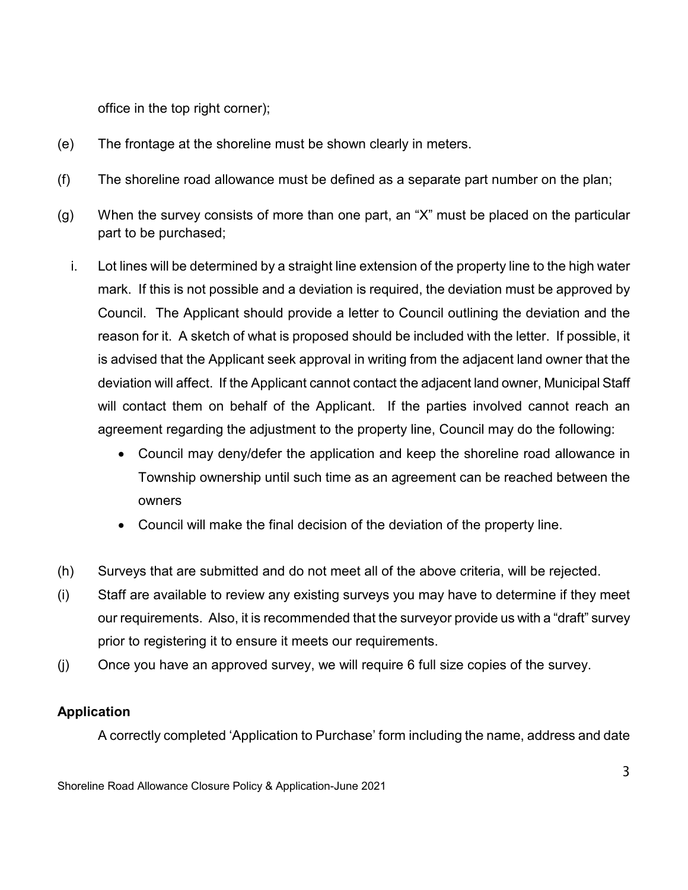office in the top right corner);

(e) The frontage at the shoreline must be shown clearly in meters.

(f) The shoreline road allowance must be defined as a separate part number on the plan;

(g) When the survey consists of more than one part, an "X" must be placed on the particular part to be purchased;

  i. Lot lines will be determined by a straight line extension of the property line to the high water mark. If this is not possible and a deviation is required, the deviation must be approved by Council. The Applicant should provide a letter to Council outlining the deviation and the reason for it. A sketch of what is proposed should be included with the letter. If possible, it is advised that the Applicant seek approval in writing from the adjacent land owner that the deviation will affect. If the Applicant cannot contact the adjacent land owner, Municipal Staff will contact them on behalf of the Applicant. If the parties involved cannot reach an agreement regarding the adjustment to the property line, Council may do the following:

     - Council may deny/defer the application and keep the shoreline road allowance in Township ownership until such time as an agreement can be reached between the owners
     - Council will make the final decision of the deviation of the property line.

(h) Surveys that are submitted and do not meet all of the above criteria, will be rejected.

(i) Staff are available to review any existing surveys you may have to determine if they meet our requirements. Also, it is recommended that the surveyor provide us with a "draft" survey prior to registering it to ensure it meets our requirements.

(j) Once you have an approved survey, we will require 6 full size copies of the survey.

**Application**

A correctly completed 'Application to Purchase' form including the name, address and date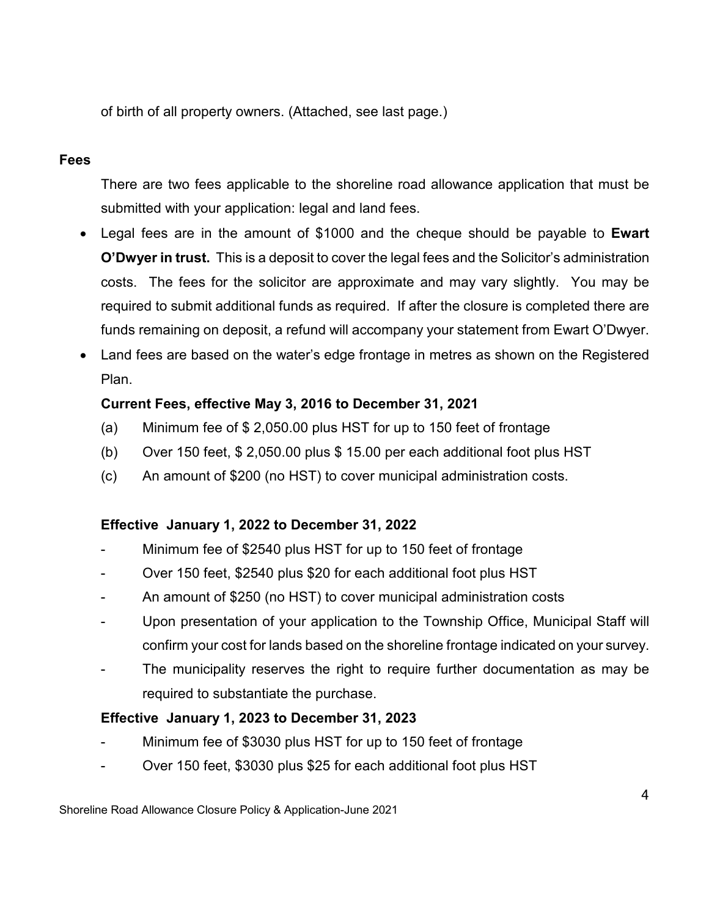of birth of all property owners. (Attached, see last page.)

**Fees**

There are two fees applicable to the shoreline road allowance application that must be submitted with your application: legal and land fees.

- Legal fees are in the amount of $1000 and the cheque should be payable to **Ewart O'Dwyer in trust.** This is a deposit to cover the legal fees and the Solicitor's administration costs. The fees for the solicitor are approximate and may vary slightly. You may be required to submit additional funds as required. If after the closure is completed there are funds remaining on deposit, a refund will accompany your statement from Ewart O'Dwyer.
- Land fees are based on the water's edge frontage in metres as shown on the Registered Plan.

**Current Fees, effective May 3, 2016 to December 31, 2021**

(a) Minimum fee of $ 2,050.00 plus HST for up to 150 feet of frontage

(b) Over 150 feet, $ 2,050.00 plus $ 15.00 per each additional foot plus HST

(c) An amount of $200 (no HST) to cover municipal administration costs.

**Effective January 1, 2022 to December 31, 2022**

- Minimum fee of $2540 plus HST for up to 150 feet of frontage
- Over 150 feet, $2540 plus $20 for each additional foot plus HST
- An amount of $250 (no HST) to cover municipal administration costs
- Upon presentation of your application to the Township Office, Municipal Staff will confirm your cost for lands based on the shoreline frontage indicated on your survey.
- The municipality reserves the right to require further documentation as may be required to substantiate the purchase.

**Effective January 1, 2023 to December 31, 2023**

- Minimum fee of $3030 plus HST for up to 150 feet of frontage
- Over 150 feet, $3030 plus $25 for each additional foot plus HST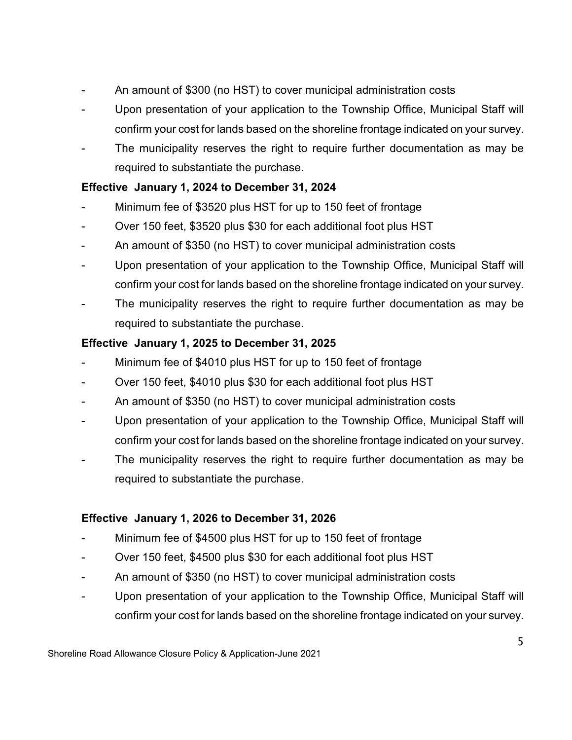- An amount of $300 (no HST) to cover municipal administration costs
- Upon presentation of your application to the Township Office, Municipal Staff will confirm your cost for lands based on the shoreline frontage indicated on your survey.
- The municipality reserves the right to require further documentation as may be required to substantiate the purchase.

**Effective January 1, 2024 to December 31, 2024**

- Minimum fee of $3520 plus HST for up to 150 feet of frontage
- Over 150 feet, $3520 plus $30 for each additional foot plus HST
- An amount of $350 (no HST) to cover municipal administration costs
- Upon presentation of your application to the Township Office, Municipal Staff will confirm your cost for lands based on the shoreline frontage indicated on your survey.
- The municipality reserves the right to require further documentation as may be required to substantiate the purchase.

**Effective January 1, 2025 to December 31, 2025**

- Minimum fee of $4010 plus HST for up to 150 feet of frontage
- Over 150 feet, $4010 plus $30 for each additional foot plus HST
- An amount of $350 (no HST) to cover municipal administration costs
- Upon presentation of your application to the Township Office, Municipal Staff will confirm your cost for lands based on the shoreline frontage indicated on your survey.
- The municipality reserves the right to require further documentation as may be required to substantiate the purchase.

**Effective January 1, 2026 to December 31, 2026**

- Minimum fee of $4500 plus HST for up to 150 feet of frontage
- Over 150 feet, $4500 plus $30 for each additional foot plus HST
- An amount of $350 (no HST) to cover municipal administration costs
- Upon presentation of your application to the Township Office, Municipal Staff will confirm your cost for lands based on the shoreline frontage indicated on your survey.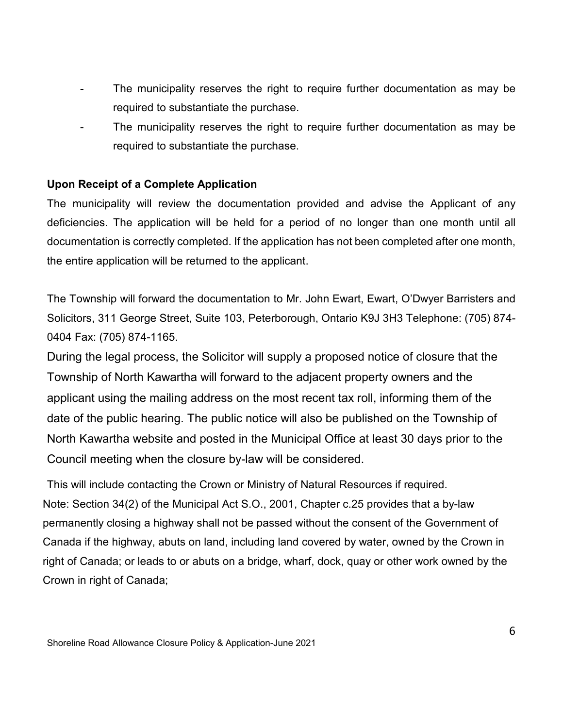- The municipality reserves the right to require further documentation as may be required to substantiate the purchase.
- The municipality reserves the right to require further documentation as may be required to substantiate the purchase.

**Upon Receipt of a Complete Application**

The municipality will review the documentation provided and advise the Applicant of any deficiencies. The application will be held for a period of no longer than one month until all documentation is correctly completed. If the application has not been completed after one month, the entire application will be returned to the applicant.

The Township will forward the documentation to Mr. John Ewart, Ewart, O'Dwyer Barristers and Solicitors, 311 George Street, Suite 103, Peterborough, Ontario K9J 3H3 Telephone: (705) 874-0404 Fax: (705) 874-1165.

During the legal process, the Solicitor will supply a proposed notice of closure that the Township of North Kawartha will forward to the adjacent property owners and the applicant using the mailing address on the most recent tax roll, informing them of the date of the public hearing. The public notice will also be published on the Township of North Kawartha website and posted in the Municipal Office at least 30 days prior to the Council meeting when the closure by-law will be considered.

This will include contacting the Crown or Ministry of Natural Resources if required.

Note: Section 34(2) of the Municipal Act S.O., 2001, Chapter c.25 provides that a by-law permanently closing a highway shall not be passed without the consent of the Government of Canada if the highway, abuts on land, including land covered by water, owned by the Crown in right of Canada; or leads to or abuts on a bridge, wharf, dock, quay or other work owned by the Crown in right of Canada;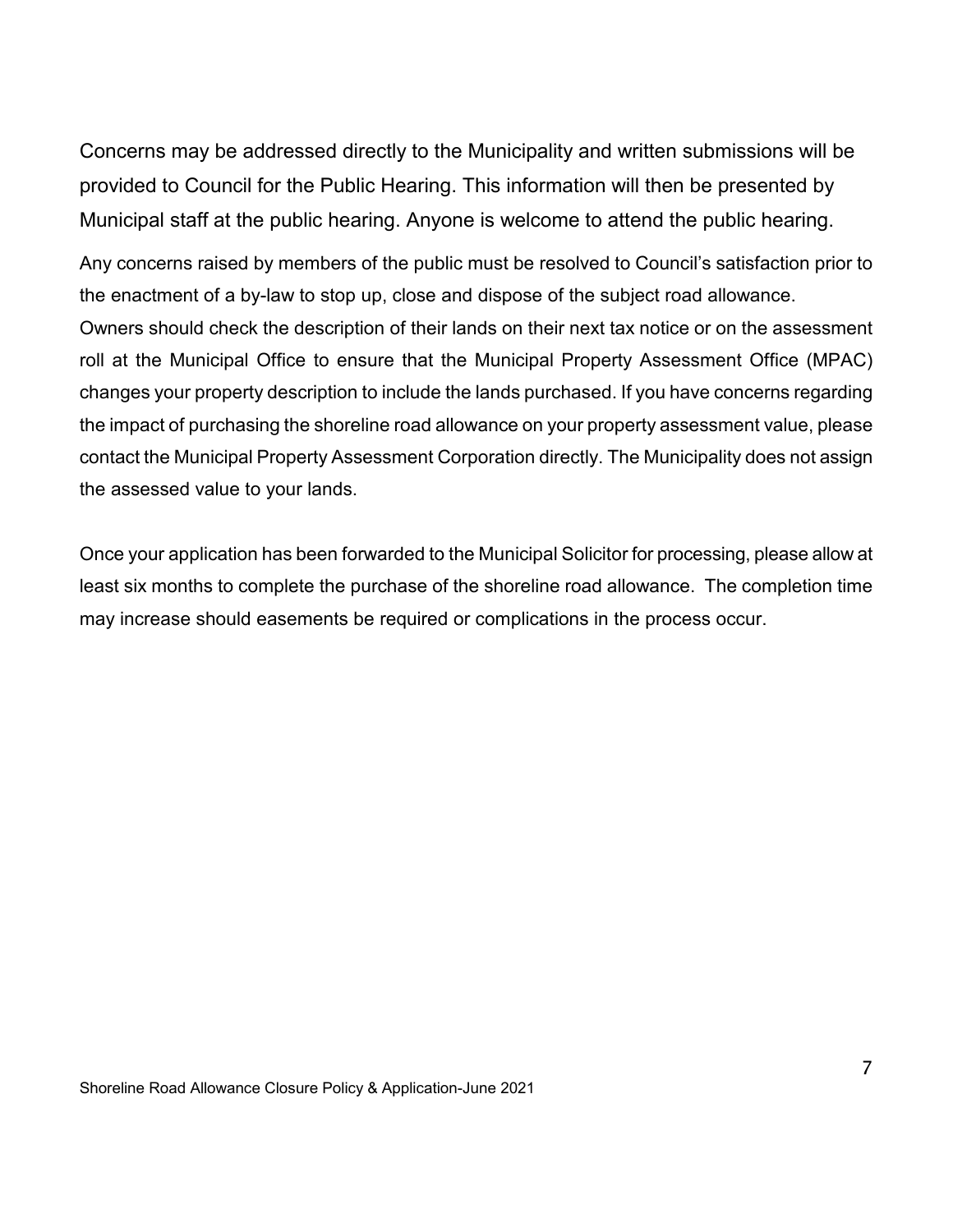Concerns may be addressed directly to the Municipality and written submissions will be provided to Council for the Public Hearing. This information will then be presented by Municipal staff at the public hearing. Anyone is welcome to attend the public hearing.

Any concerns raised by members of the public must be resolved to Council's satisfaction prior to the enactment of a by-law to stop up, close and dispose of the subject road allowance. Owners should check the description of their lands on their next tax notice or on the assessment roll at the Municipal Office to ensure that the Municipal Property Assessment Office (MPAC) changes your property description to include the lands purchased. If you have concerns regarding the impact of purchasing the shoreline road allowance on your property assessment value, please contact the Municipal Property Assessment Corporation directly. The Municipality does not assign the assessed value to your lands.

Once your application has been forwarded to the Municipal Solicitor for processing, please allow at least six months to complete the purchase of the shoreline road allowance. The completion time may increase should easements be required or complications in the process occur.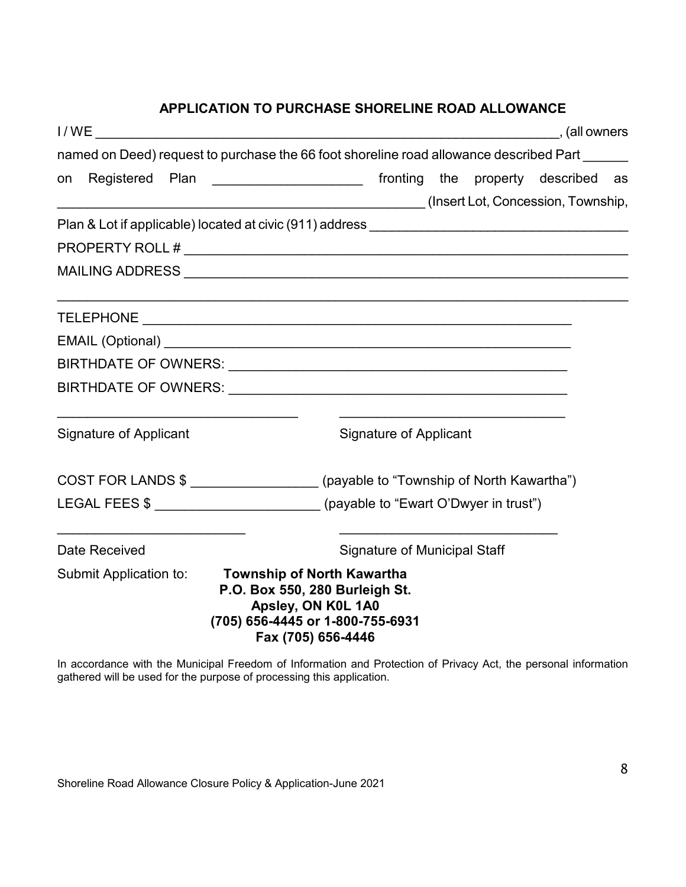## APPLICATION TO PURCHASE SHORELINE ROAD ALLOWANCE

I / WE ______________________________________________________________, (all owners named on Deed) request to purchase the 66 foot shoreline road allowance described Part ______ on Registered Plan ____________________ fronting the property described as ____________________________________________________ (Insert Lot, Concession, Township, Plan & Lot if applicable) located at civic (911) address ___________________________________

PROPERTY ROLL # ______________________________________________________________

MAILING ADDRESS ______________________________________________________________

______________________________________________________________________________

TELEPHONE ______________________________________________________________

EMAIL (Optional) ________________________________________________________

BIRTHDATE OF OWNERS: _______________________________________________

BIRTHDATE OF OWNERS: _______________________________________________

________________________________ ________________________________

Signature of Applicant Signature of Applicant

COST FOR LANDS $ _________________ (payable to "Township of North Kawartha")

LEGAL FEES $ ______________________ (payable to "Ewart O'Dwyer in trust")

__________________________ ______________________________

Date Received Signature of Municipal Staff

Submit Application to: **Township of North Kawartha**
**P.O. Box 550, 280 Burleigh St.**
**Apsley, ON K0L 1A0**
**(705) 656-4445 or 1-800-755-6931**
**Fax (705) 656-4446**

In accordance with the Municipal Freedom of Information and Protection of Privacy Act, the personal information gathered will be used for the purpose of processing this application.